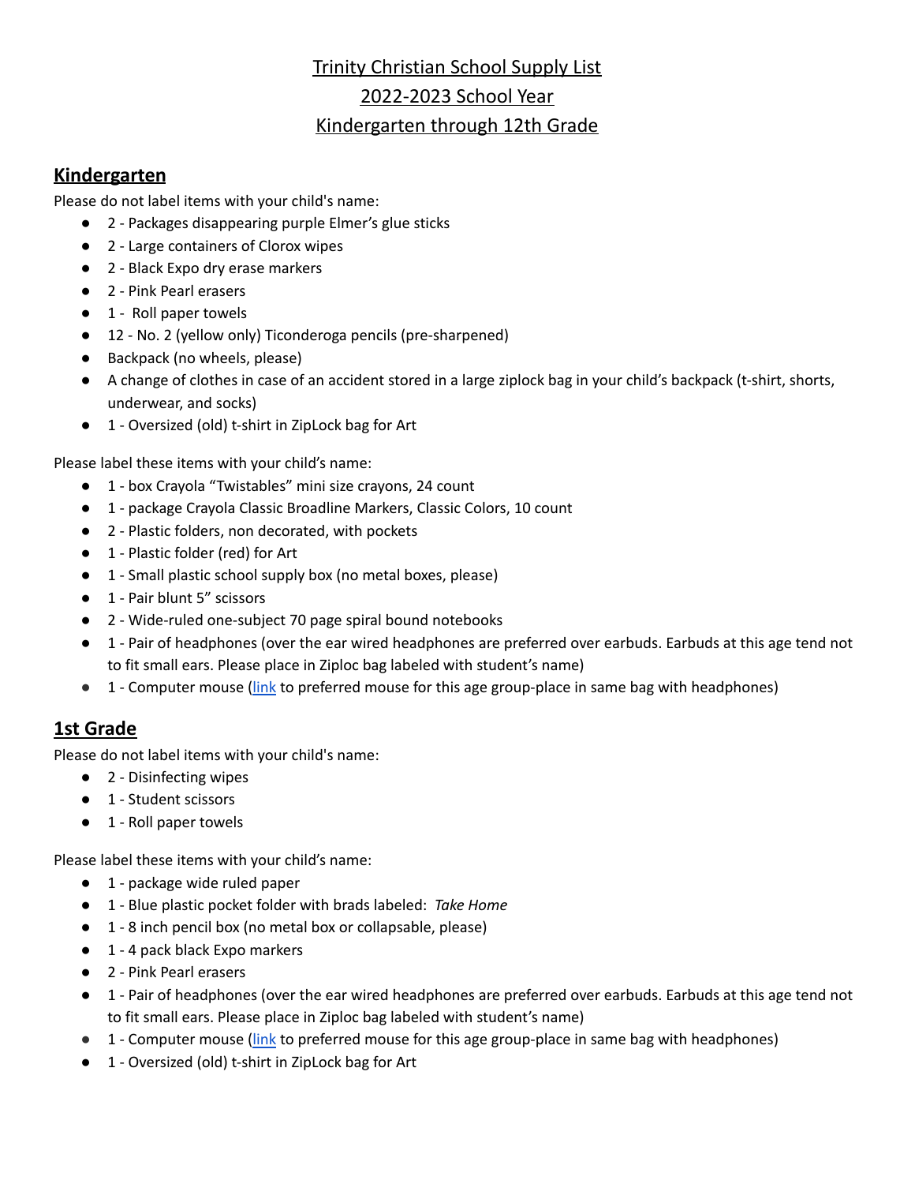# Trinity Christian School Supply List

# 2022-2023 School Year

# Kindergarten through 12th Grade

## Kindergarten

Please do not label items with your child's name:

- 2 - Packages disappearing purple Elmer's glue sticks
- 2 - Large containers of Clorox wipes
- 2 - Black Expo dry erase markers
- 2 - Pink Pearl erasers
- 1 - Roll paper towels
- 12 - No. 2 (yellow only) Ticonderoga pencils (pre-sharpened)
- Backpack (no wheels, please)
- A change of clothes in case of an accident stored in a large ziplock bag in your child's backpack (t-shirt, shorts, underwear, and socks)
- 1 - Oversized (old) t-shirt in ZipLock bag for Art

Please label these items with your child's name:

- 1 - box Crayola "Twistables" mini size crayons, 24 count
- 1 - package Crayola Classic Broadline Markers, Classic Colors, 10 count
- 2 - Plastic folders, non decorated, with pockets
- 1 - Plastic folder (red) for Art
- 1 - Small plastic school supply box (no metal boxes, please)
- 1 - Pair blunt 5" scissors
- 2 - Wide-ruled one-subject 70 page spiral bound notebooks
- 1 - Pair of headphones (over the ear wired headphones are preferred over earbuds. Earbuds at this age tend not to fit small ears. Please place in Ziploc bag labeled with student's name)
- 1 - Computer mouse (link to preferred mouse for this age group-place in same bag with headphones)

## 1st Grade

Please do not label items with your child's name:

- 2 - Disinfecting wipes
- 1 - Student scissors
- 1 - Roll paper towels

Please label these items with your child's name:

- 1 - package wide ruled paper
- 1 - Blue plastic pocket folder with brads labeled: *Take Home*
- 1 - 8 inch pencil box (no metal box or collapsable, please)
- 1 - 4 pack black Expo markers
- 2 - Pink Pearl erasers
- 1 - Pair of headphones (over the ear wired headphones are preferred over earbuds. Earbuds at this age tend not to fit small ears. Please place in Ziploc bag labeled with student's name)
- 1 - Computer mouse (link to preferred mouse for this age group-place in same bag with headphones)
- 1 - Oversized (old) t-shirt in ZipLock bag for Art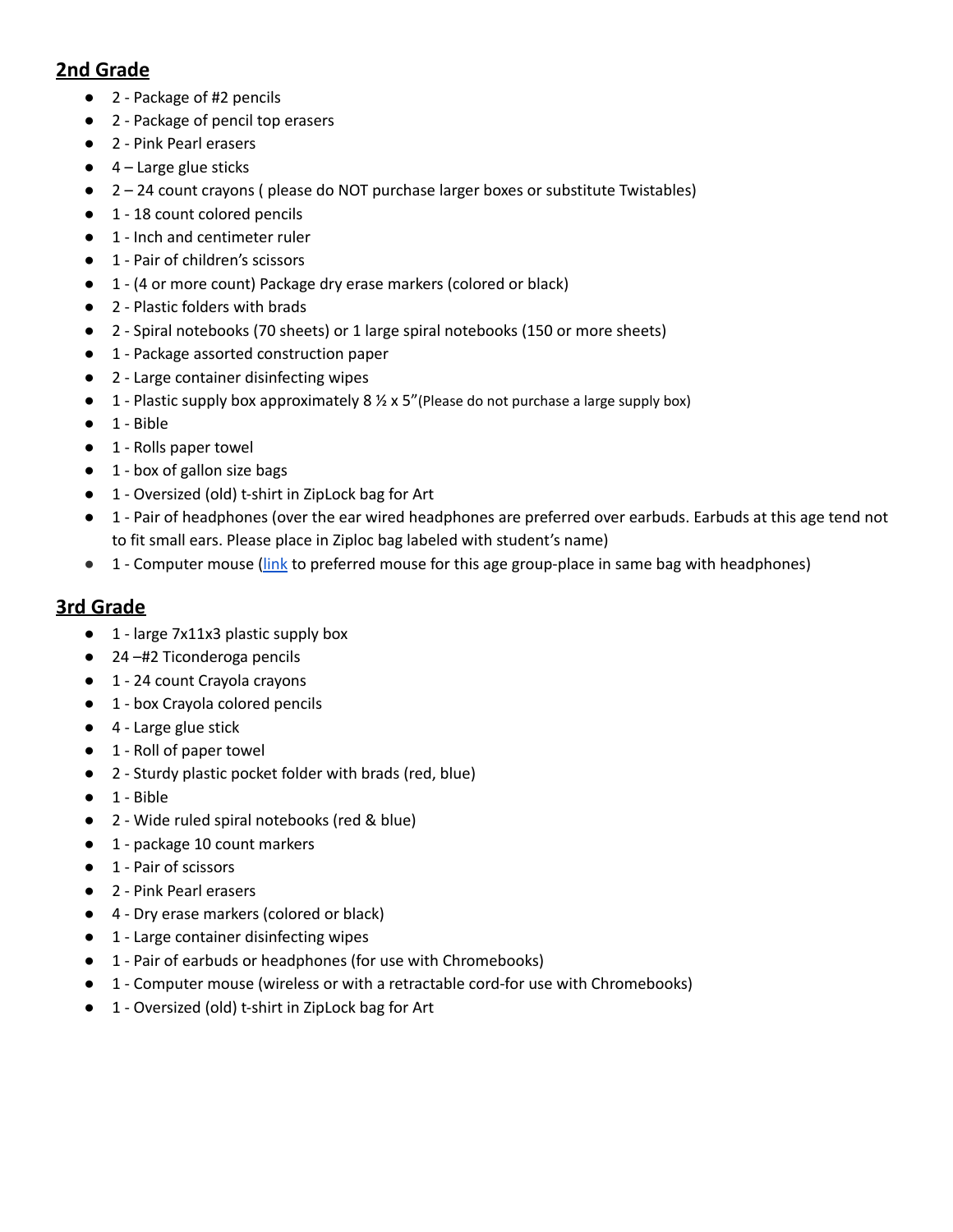## **2nd Grade**

- 2 - Package of #2 pencils
- 2 - Package of pencil top erasers
- 2 - Pink Pearl erasers
- 4 – Large glue sticks
- 2 – 24 count crayons ( please do NOT purchase larger boxes or substitute Twistables)
- 1 - 18 count colored pencils
- 1 - Inch and centimeter ruler
- 1 - Pair of children's scissors
- 1 - (4 or more count) Package dry erase markers (colored or black)
- 2 - Plastic folders with brads
- 2 - Spiral notebooks (70 sheets) or 1 large spiral notebooks (150 or more sheets)
- 1 - Package assorted construction paper
- 2 - Large container disinfecting wipes
- 1 - Plastic supply box approximately 8 ½ x 5"(Please do not purchase a large supply box)
- 1 - Bible
- 1 - Rolls paper towel
- 1 - box of gallon size bags
- 1 - Oversized (old) t-shirt in ZipLock bag for Art
- 1 - Pair of headphones (over the ear wired headphones are preferred over earbuds. Earbuds at this age tend not to fit small ears. Please place in Ziploc bag labeled with student's name)
- 1 - Computer mouse (link to preferred mouse for this age group-place in same bag with headphones)

## **3rd Grade**

- 1 - large 7x11x3 plastic supply box
- 24 –#2 Ticonderoga pencils
- 1 - 24 count Crayola crayons
- 1 - box Crayola colored pencils
- 4 - Large glue stick
- 1 - Roll of paper towel
- 2 - Sturdy plastic pocket folder with brads (red, blue)
- 1 - Bible
- 2 - Wide ruled spiral notebooks (red & blue)
- 1 - package 10 count markers
- 1 - Pair of scissors
- 2 - Pink Pearl erasers
- 4 - Dry erase markers (colored or black)
- 1 - Large container disinfecting wipes
- 1 - Pair of earbuds or headphones (for use with Chromebooks)
- 1 - Computer mouse (wireless or with a retractable cord-for use with Chromebooks)
- 1 - Oversized (old) t-shirt in ZipLock bag for Art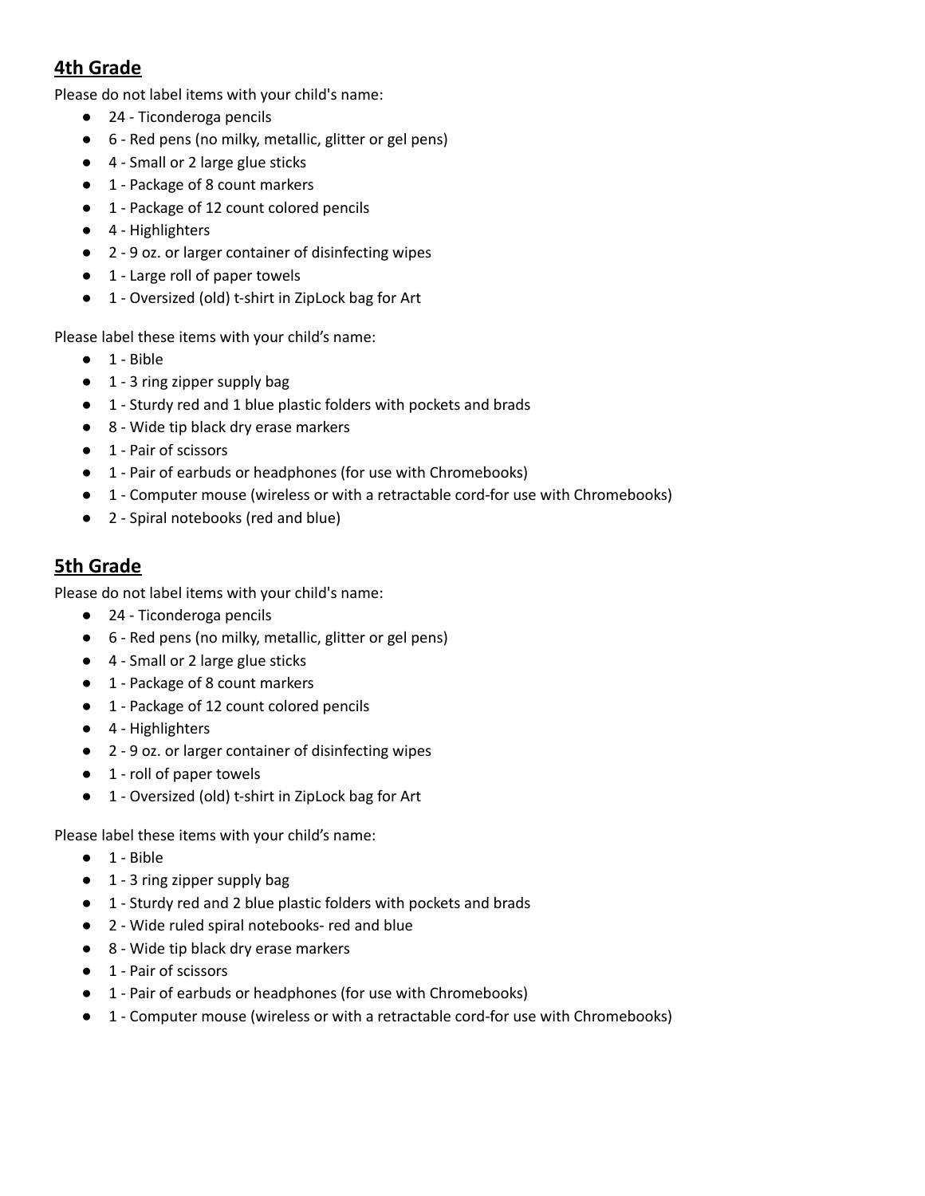## 4th Grade

Please do not label items with your child's name:

- 24 - Ticonderoga pencils
- 6 - Red pens (no milky, metallic, glitter or gel pens)
- 4 - Small or 2 large glue sticks
- 1 - Package of 8 count markers
- 1 - Package of 12 count colored pencils
- 4 - Highlighters
- 2 - 9 oz. or larger container of disinfecting wipes
- 1 - Large roll of paper towels
- 1 - Oversized (old) t-shirt in ZipLock bag for Art

Please label these items with your child's name:

- 1 - Bible
- 1 - 3 ring zipper supply bag
- 1 - Sturdy red and 1 blue plastic folders with pockets and brads
- 8 - Wide tip black dry erase markers
- 1 - Pair of scissors
- 1 - Pair of earbuds or headphones (for use with Chromebooks)
- 1 - Computer mouse (wireless or with a retractable cord-for use with Chromebooks)
- 2 - Spiral notebooks (red and blue)

## 5th Grade

Please do not label items with your child's name:

- 24 - Ticonderoga pencils
- 6 - Red pens (no milky, metallic, glitter or gel pens)
- 4 - Small or 2 large glue sticks
- 1 - Package of 8 count markers
- 1 - Package of 12 count colored pencils
- 4 - Highlighters
- 2 - 9 oz. or larger container of disinfecting wipes
- 1 - roll of paper towels
- 1 - Oversized (old) t-shirt in ZipLock bag for Art

Please label these items with your child's name:

- 1 - Bible
- 1 - 3 ring zipper supply bag
- 1 - Sturdy red and 2 blue plastic folders with pockets and brads
- 2 - Wide ruled spiral notebooks- red and blue
- 8 - Wide tip black dry erase markers
- 1 - Pair of scissors
- 1 - Pair of earbuds or headphones (for use with Chromebooks)
- 1 - Computer mouse (wireless or with a retractable cord-for use with Chromebooks)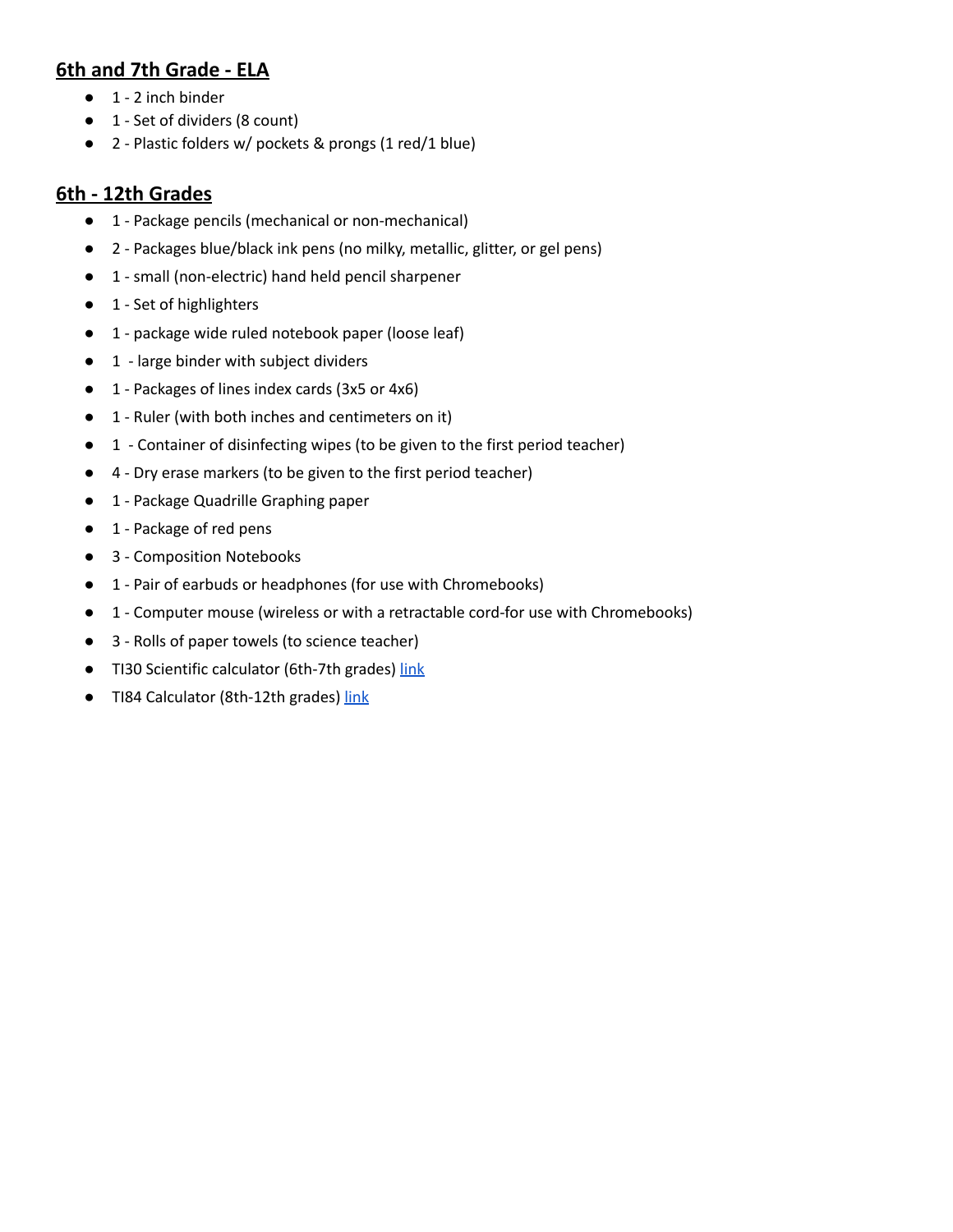## 6th and 7th Grade - ELA

- 1 - 2 inch binder
- 1 - Set of dividers (8 count)
- 2 - Plastic folders w/ pockets & prongs (1 red/1 blue)

## 6th - 12th Grades

- 1 - Package pencils (mechanical or non-mechanical)
- 2 - Packages blue/black ink pens (no milky, metallic, glitter, or gel pens)
- 1 - small (non-electric) hand held pencil sharpener
- 1 - Set of highlighters
- 1 - package wide ruled notebook paper (loose leaf)
- 1 - large binder with subject dividers
- 1 - Packages of lines index cards (3x5 or 4x6)
- 1 - Ruler (with both inches and centimeters on it)
- 1 - Container of disinfecting wipes (to be given to the first period teacher)
- 4 - Dry erase markers (to be given to the first period teacher)
- 1 - Package Quadrille Graphing paper
- 1 - Package of red pens
- 3 - Composition Notebooks
- 1 - Pair of earbuds or headphones (for use with Chromebooks)
- 1 - Computer mouse (wireless or with a retractable cord-for use with Chromebooks)
- 3 - Rolls of paper towels (to science teacher)
- TI30 Scientific calculator (6th-7th grades) link
- TI84 Calculator (8th-12th grades) link